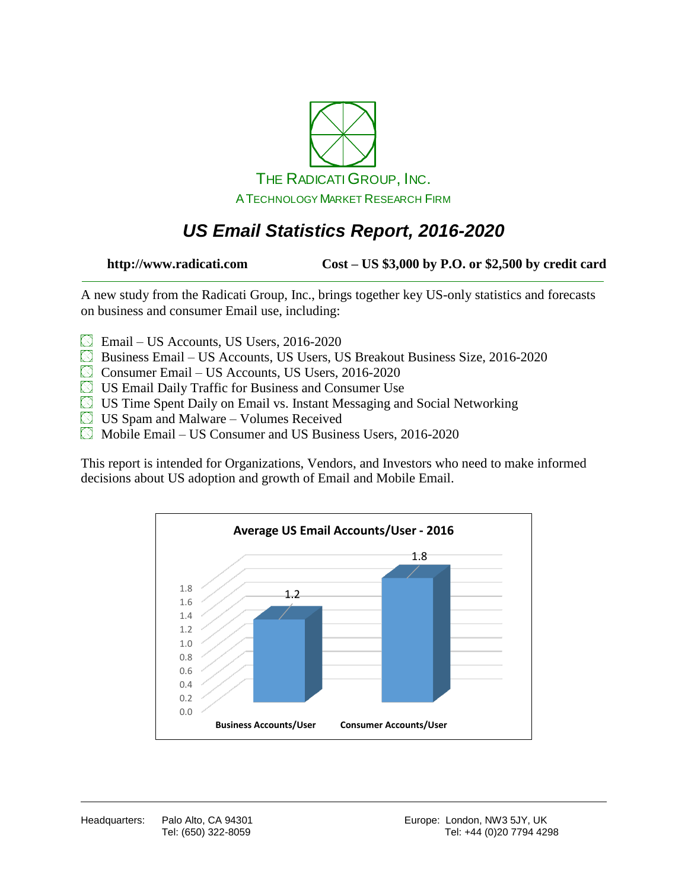THE RADICATI GROUP, INC.

A TECHNOLOGY MARKET RESEARCH FIRM

# *US Email Statistics Report, 2016-2020*

**http://www.radicati.com** **Cost – US $3,000 by P.O. or $2,500 by credit card**

---

A new study from the Radicati Group, Inc., brings together key US-only statistics and forecasts on business and consumer Email use, including:

- Email – US Accounts, US Users, 2016-2020
- Business Email – US Accounts, US Users, US Breakout Business Size, 2016-2020
- Consumer Email – US Accounts, US Users, 2016-2020
- US Email Daily Traffic for Business and Consumer Use
- US Time Spent Daily on Email vs. Instant Messaging and Social Networking
- US Spam and Malware – Volumes Received
- Mobile Email – US Consumer and US Business Users, 2016-2020

This report is intended for Organizations, Vendors, and Investors who need to make informed decisions about US adoption and growth of Email and Mobile Email.

**Average US Email Accounts/User - 2016**

| | Business Accounts/User | Consumer Accounts/User |
|---|---|---|
| Average US Email Accounts/User - 2016 | 1.2 | 1.8 |

---

Headquarters: Palo Alto, CA 94301
Tel: (650) 322-8059

Europe: London, NW3 5JY, UK
Tel: +44 (0)20 7794 4298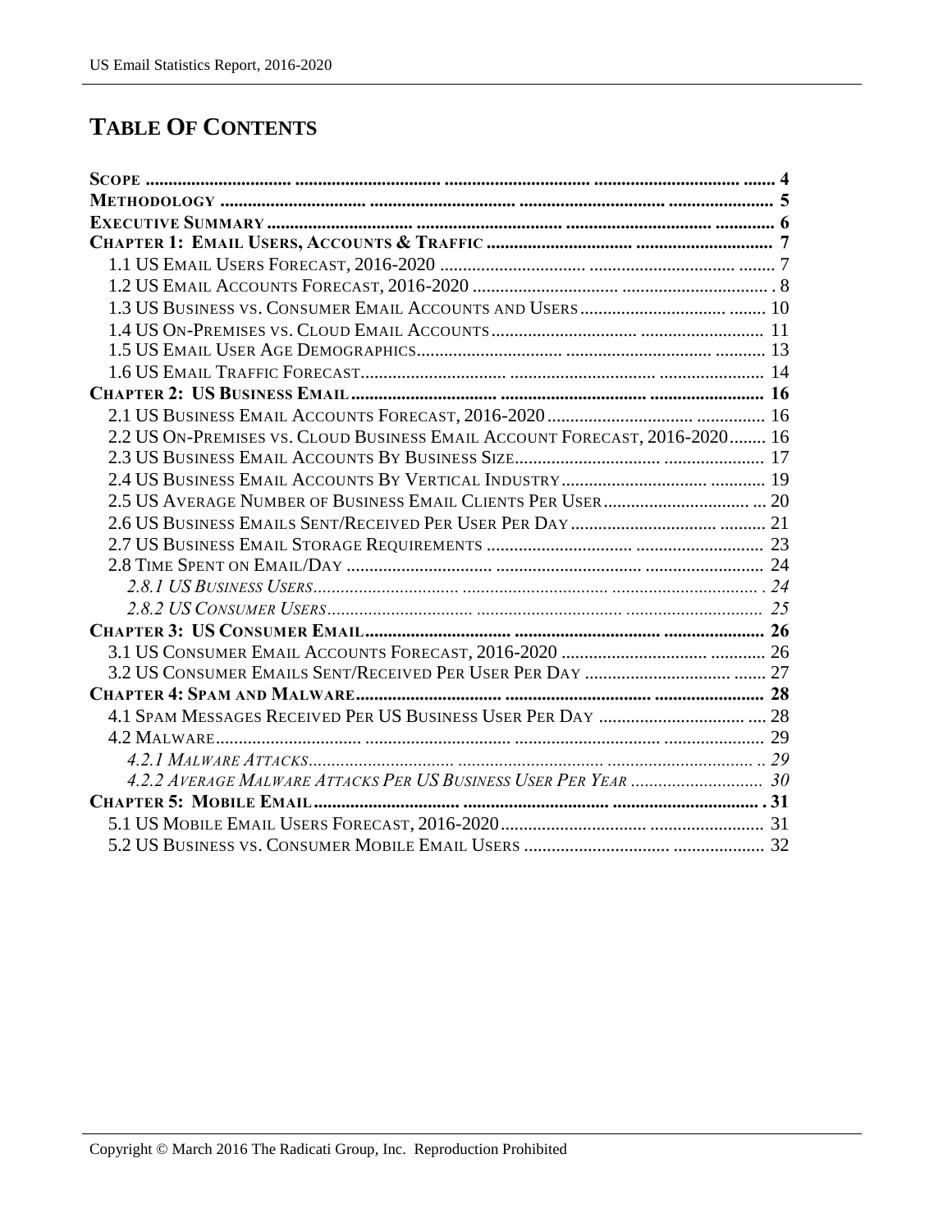# TABLE OF CONTENTS

**SCOPE** ..... **4**

**METHODOLOGY** ..... **5**

**EXECUTIVE SUMMARY** ..... **6**

**CHAPTER 1: EMAIL USERS, ACCOUNTS & TRAFFIC** ..... **7**

- 1.1 US EMAIL USERS FORECAST, 2016-2020 ..... 7
- 1.2 US EMAIL ACCOUNTS FORECAST, 2016-2020 ..... 8
- 1.3 US BUSINESS VS. CONSUMER EMAIL ACCOUNTS AND USERS ..... 10
- 1.4 US ON-PREMISES VS. CLOUD EMAIL ACCOUNTS ..... 11
- 1.5 US EMAIL USER AGE DEMOGRAPHICS ..... 13
- 1.6 US EMAIL TRAFFIC FORECAST ..... 14

**CHAPTER 2: US BUSINESS EMAIL** ..... **16**

- 2.1 US BUSINESS EMAIL ACCOUNTS FORECAST, 2016-2020 ..... 16
- 2.2 US ON-PREMISES VS. CLOUD BUSINESS EMAIL ACCOUNT FORECAST, 2016-2020 ..... 16
- 2.3 US BUSINESS EMAIL ACCOUNTS BY BUSINESS SIZE ..... 17
- 2.4 US BUSINESS EMAIL ACCOUNTS BY VERTICAL INDUSTRY ..... 19
- 2.5 US AVERAGE NUMBER OF BUSINESS EMAIL CLIENTS PER USER ..... 20
- 2.6 US BUSINESS EMAILS SENT/RECEIVED PER USER PER DAY ..... 21
- 2.7 US BUSINESS EMAIL STORAGE REQUIREMENTS ..... 23
- 2.8 TIME SPENT ON EMAIL/DAY ..... 24
  - *2.8.1 US BUSINESS USERS ..... 24*
  - *2.8.2 US CONSUMER USERS ..... 25*

**CHAPTER 3: US CONSUMER EMAIL** ..... **26**

- 3.1 US CONSUMER EMAIL ACCOUNTS FORECAST, 2016-2020 ..... 26
- 3.2 US CONSUMER EMAILS SENT/RECEIVED PER USER PER DAY ..... 27

**CHAPTER 4: SPAM AND MALWARE** ..... **28**

- 4.1 SPAM MESSAGES RECEIVED PER US BUSINESS USER PER DAY ..... 28
- 4.2 MALWARE ..... 29
  - *4.2.1 MALWARE ATTACKS ..... 29*
  - *4.2.2 AVERAGE MALWARE ATTACKS PER US BUSINESS USER PER YEAR ..... 30*

**CHAPTER 5: MOBILE EMAIL** ..... **31**

- 5.1 US MOBILE EMAIL USERS FORECAST, 2016-2020 ..... 31
- 5.2 US BUSINESS VS. CONSUMER MOBILE EMAIL USERS ..... 32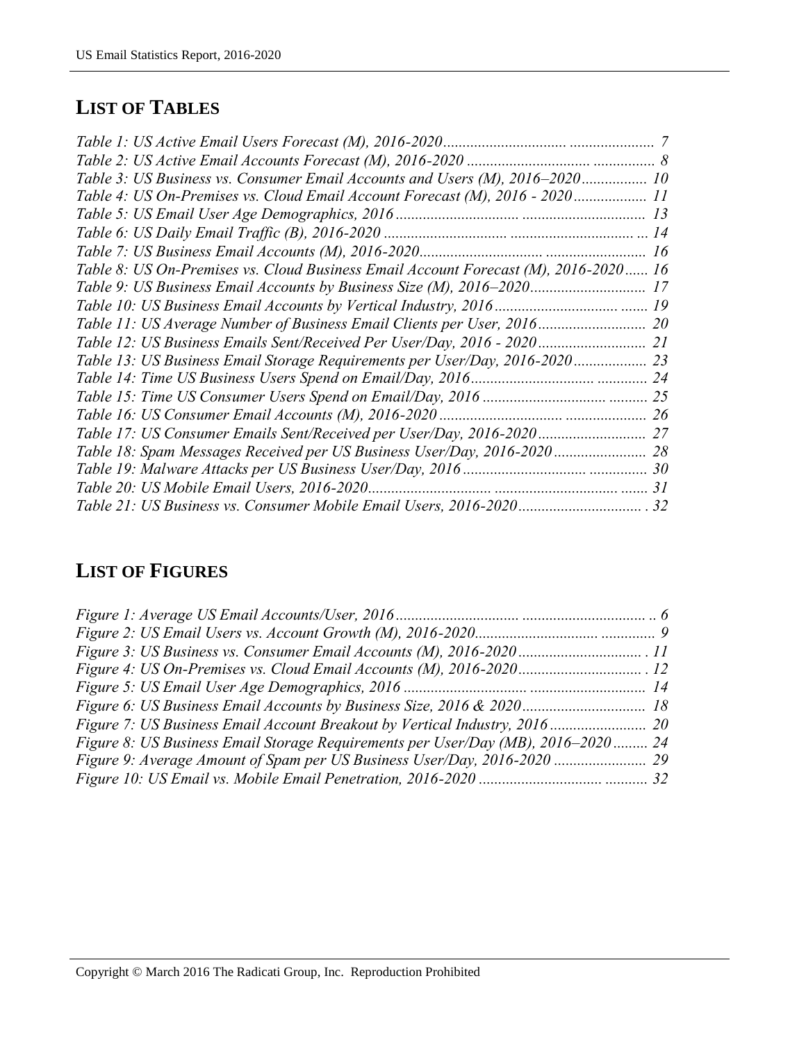## LIST OF TABLES

*Table 1: US Active Email Users Forecast (M), 2016-2020* ........................................ 7
*Table 2: US Active Email Accounts Forecast (M), 2016-2020* ........................................ 8
*Table 3: US Business vs. Consumer Email Accounts and Users (M), 2016–2020* ................. 10
*Table 4: US On-Premises vs. Cloud Email Account Forecast (M), 2016 - 2020* .................. 11
*Table 5: US Email User Age Demographics, 2016* ........................................ 13
*Table 6: US Daily Email Traffic (B), 2016-2020* ........................................ 14
*Table 7: US Business Email Accounts (M), 2016-2020* ........................................ 16
*Table 8: US On-Premises vs. Cloud Business Email Account Forecast (M), 2016-2020* ...... 16
*Table 9: US Business Email Accounts by Business Size (M), 2016–2020* ............................ 17
*Table 10: US Business Email Accounts by Vertical Industry, 2016* ................................ 19
*Table 11: US Average Number of Business Email Clients per User, 2016* ........................... 20
*Table 12: US Business Emails Sent/Received Per User/Day, 2016 - 2020* ........................... 21
*Table 13: US Business Email Storage Requirements per User/Day, 2016-2020* .................. 23
*Table 14: Time US Business Users Spend on Email/Day, 2016* ........................................ 24
*Table 15: Time US Consumer Users Spend on Email/Day, 2016* ........................................ 25
*Table 16: US Consumer Email Accounts (M), 2016-2020* ........................................ 26
*Table 17: US Consumer Emails Sent/Received per User/Day, 2016-2020* ........................... 27
*Table 18: Spam Messages Received per US Business User/Day, 2016-2020* ........................ 28
*Table 19: Malware Attacks per US Business User/Day, 2016* ........................................ 30
*Table 20: US Mobile Email Users, 2016-2020* ........................................ 31
*Table 21: US Business vs. Consumer Mobile Email Users, 2016-2020* ................................ 32

## LIST OF FIGURES

*Figure 1: Average US Email Accounts/User, 2016* ........................................ 6
*Figure 2: US Email Users vs. Account Growth (M), 2016-2020* ........................................ 9
*Figure 3: US Business vs. Consumer Email Accounts (M), 2016-2020* ................................ 11
*Figure 4: US On-Premises vs. Cloud Email Accounts (M), 2016-2020* ................................ 12
*Figure 5: US Email User Age Demographics, 2016* ........................................ 14
*Figure 6: US Business Email Accounts by Business Size, 2016 & 2020* ................................ 18
*Figure 7: US Business Email Account Breakout by Vertical Industry, 2016* ......................... 20
*Figure 8: US Business Email Storage Requirements per User/Day (MB), 2016–2020* ......... 24
*Figure 9: Average Amount of Spam per US Business User/Day, 2016-2020* ........................ 29
*Figure 10: US Email vs. Mobile Email Penetration, 2016-2020* ........................................ 32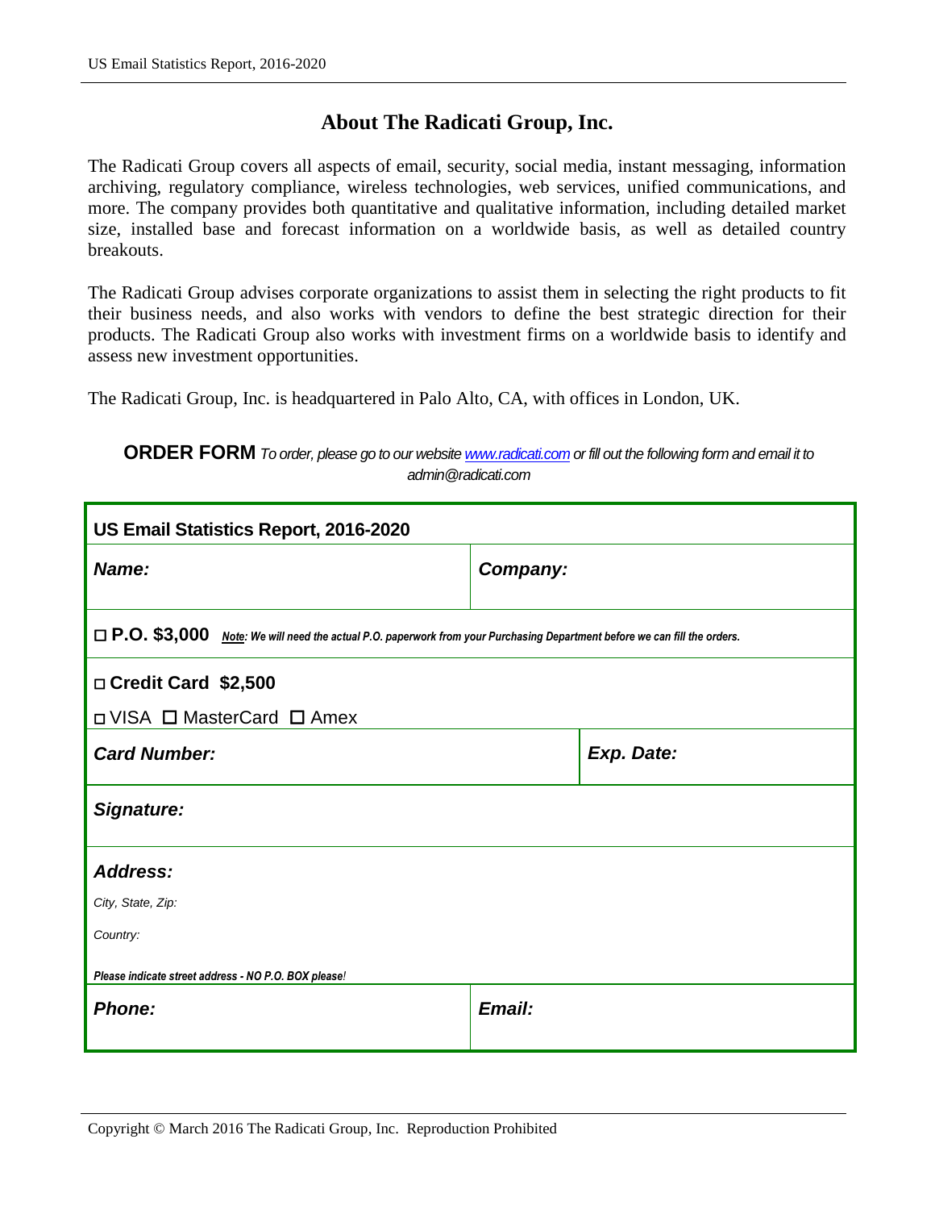## About The Radicati Group, Inc.

The Radicati Group covers all aspects of email, security, social media, instant messaging, information archiving, regulatory compliance, wireless technologies, web services, unified communications, and more. The company provides both quantitative and qualitative information, including detailed market size, installed base and forecast information on a worldwide basis, as well as detailed country breakouts.

The Radicati Group advises corporate organizations to assist them in selecting the right products to fit their business needs, and also works with vendors to define the best strategic direction for their products. The Radicati Group also works with investment firms on a worldwide basis to identify and assess new investment opportunities.

The Radicati Group, Inc. is headquartered in Palo Alto, CA, with offices in London, UK.

**ORDER FORM** *To order, please go to our website [www.radicati.com](http://www.radicati.com) or fill out the following form and email it to admin@radicati.com*

| **US Email Statistics Report, 2016-2020** | |
|---|---|
| ***Name:*** | ***Company:*** |
| ☐ **P.O. $3,000** ***Note: We will need the actual P.O. paperwork from your Purchasing Department before we can fill the orders.*** | |
| ☐ **Credit Card $2,500**<br>☐ VISA ☐ MasterCard ☐ Amex | |
| ***Card Number:*** | ***Exp. Date:*** |
| ***Signature:*** | |
| ***Address:***<br>*City, State, Zip:*<br>*Country:*<br>***Please indicate street address - NO P.O. BOX please!*** | |
| ***Phone:*** | ***Email:*** |